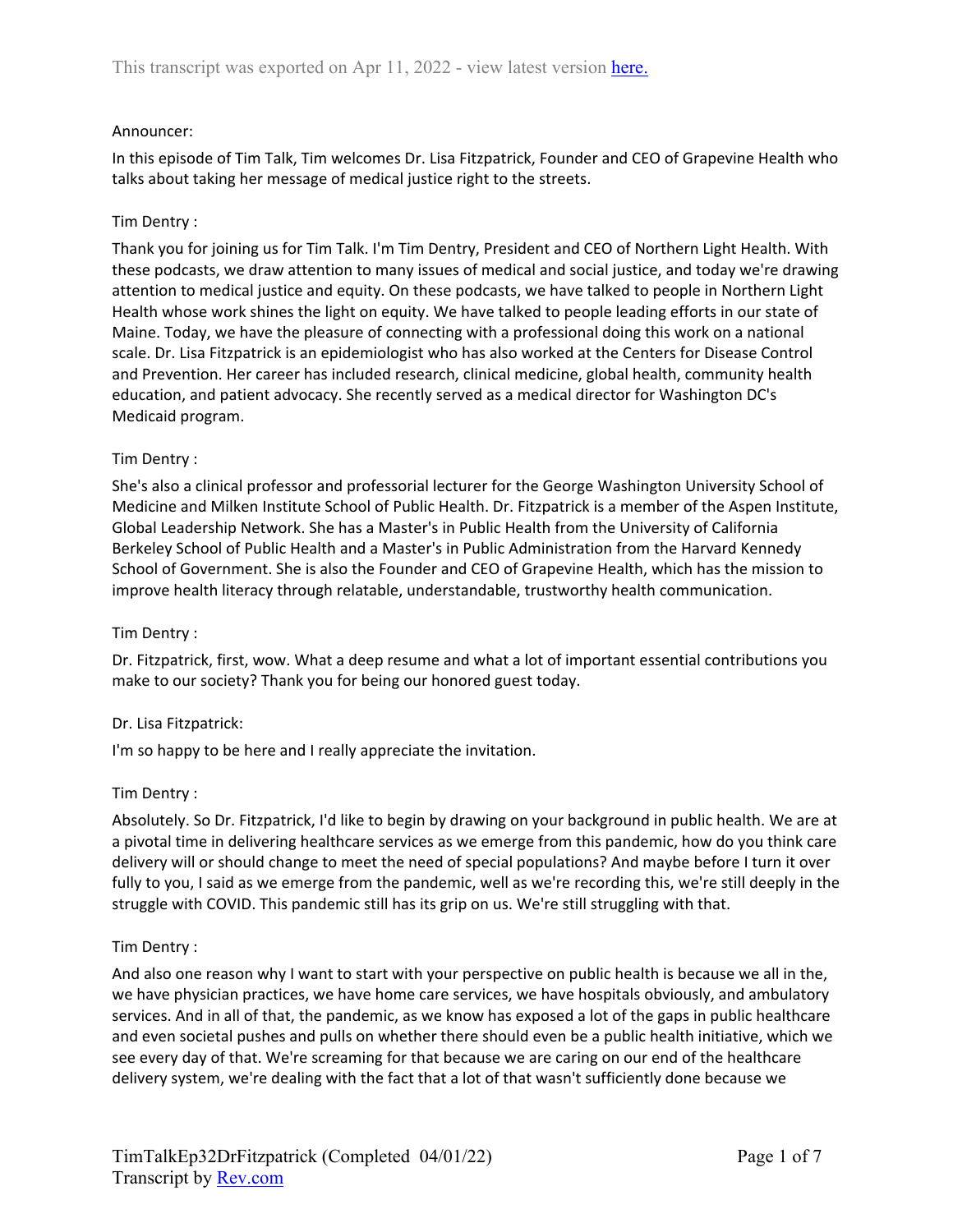This transcript was exported on Apr 11, 2022 - view latest version [here.](here.)

Announcer:

In this episode of Tim Talk, Tim welcomes Dr. Lisa Fitzpatrick, Founder and CEO of Grapevine Health who talks about taking her message of medical justice right to the streets.

Tim Dentry :

Thank you for joining us for Tim Talk. I'm Tim Dentry, President and CEO of Northern Light Health. With these podcasts, we draw attention to many issues of medical and social justice, and today we're drawing attention to medical justice and equity. On these podcasts, we have talked to people in Northern Light Health whose work shines the light on equity. We have talked to people leading efforts in our state of Maine. Today, we have the pleasure of connecting with a professional doing this work on a national scale. Dr. Lisa Fitzpatrick is an epidemiologist who has also worked at the Centers for Disease Control and Prevention. Her career has included research, clinical medicine, global health, community health education, and patient advocacy. She recently served as a medical director for Washington DC's Medicaid program.

Tim Dentry :

She's also a clinical professor and professorial lecturer for the George Washington University School of Medicine and Milken Institute School of Public Health. Dr. Fitzpatrick is a member of the Aspen Institute, Global Leadership Network. She has a Master's in Public Health from the University of California Berkeley School of Public Health and a Master's in Public Administration from the Harvard Kennedy School of Government. She is also the Founder and CEO of Grapevine Health, which has the mission to improve health literacy through relatable, understandable, trustworthy health communication.

Tim Dentry :

Dr. Fitzpatrick, first, wow. What a deep resume and what a lot of important essential contributions you make to our society? Thank you for being our honored guest today.

Dr. Lisa Fitzpatrick:

I'm so happy to be here and I really appreciate the invitation.

Tim Dentry :

Absolutely. So Dr. Fitzpatrick, I'd like to begin by drawing on your background in public health. We are at a pivotal time in delivering healthcare services as we emerge from this pandemic, how do you think care delivery will or should change to meet the need of special populations? And maybe before I turn it over fully to you, I said as we emerge from the pandemic, well as we're recording this, we're still deeply in the struggle with COVID. This pandemic still has its grip on us. We're still struggling with that.

Tim Dentry :

And also one reason why I want to start with your perspective on public health is because we all in the, we have physician practices, we have home care services, we have hospitals obviously, and ambulatory services. And in all of that, the pandemic, as we know has exposed a lot of the gaps in public healthcare and even societal pushes and pulls on whether there should even be a public health initiative, which we see every day of that. We're screaming for that because we are caring on our end of the healthcare delivery system, we're dealing with the fact that a lot of that wasn't sufficiently done because we

TimTalkEp32DrFitzpatrick (Completed 04/01/22)
Transcript by [Rev.com](Rev.com)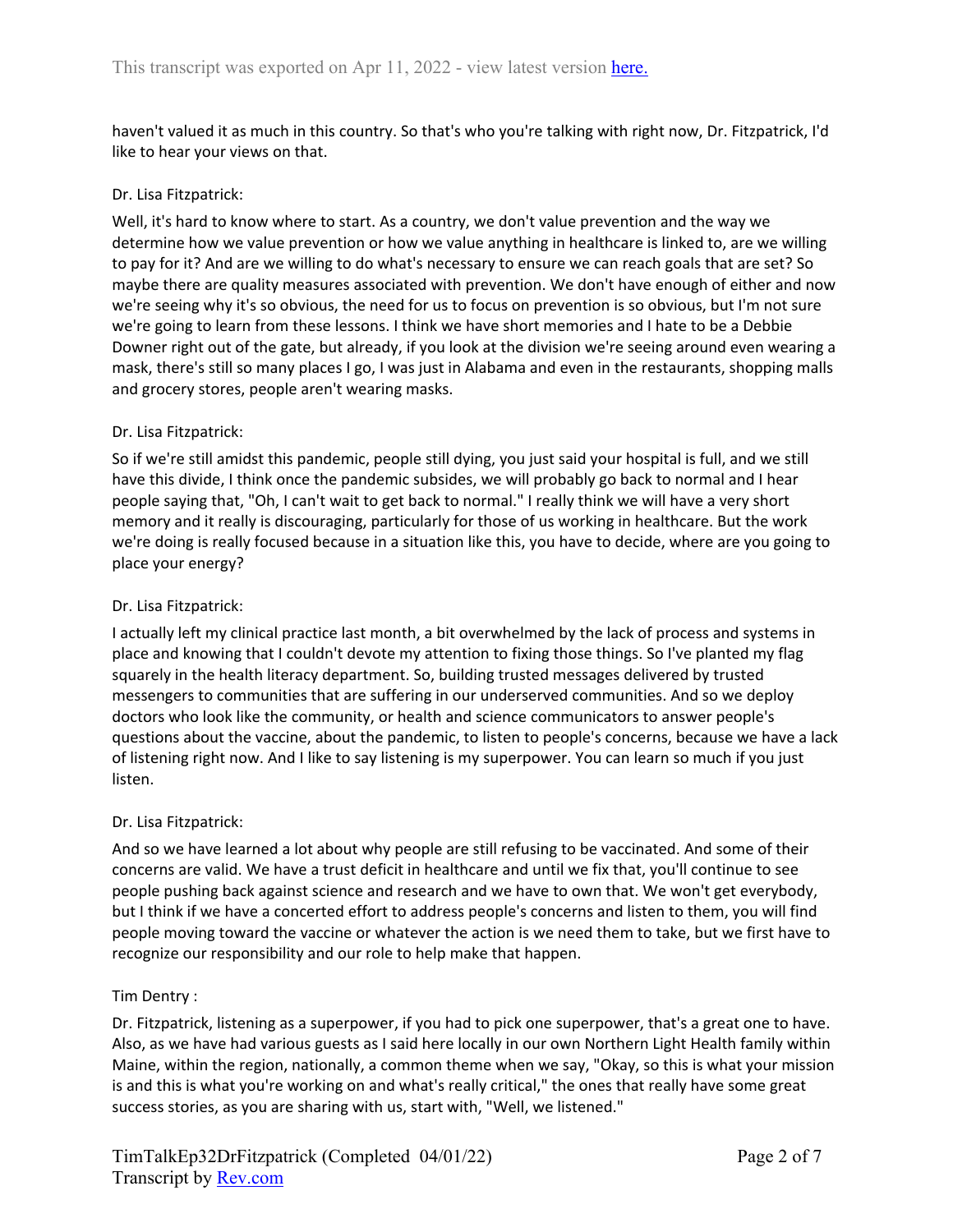haven't valued it as much in this country. So that's who you're talking with right now, Dr. Fitzpatrick, I'd like to hear your views on that.

Dr. Lisa Fitzpatrick:

Well, it's hard to know where to start. As a country, we don't value prevention and the way we determine how we value prevention or how we value anything in healthcare is linked to, are we willing to pay for it? And are we willing to do what's necessary to ensure we can reach goals that are set? So maybe there are quality measures associated with prevention. We don't have enough of either and now we're seeing why it's so obvious, the need for us to focus on prevention is so obvious, but I'm not sure we're going to learn from these lessons. I think we have short memories and I hate to be a Debbie Downer right out of the gate, but already, if you look at the division we're seeing around even wearing a mask, there's still so many places I go, I was just in Alabama and even in the restaurants, shopping malls and grocery stores, people aren't wearing masks.

Dr. Lisa Fitzpatrick:

So if we're still amidst this pandemic, people still dying, you just said your hospital is full, and we still have this divide, I think once the pandemic subsides, we will probably go back to normal and I hear people saying that, "Oh, I can't wait to get back to normal." I really think we will have a very short memory and it really is discouraging, particularly for those of us working in healthcare. But the work we're doing is really focused because in a situation like this, you have to decide, where are you going to place your energy?

Dr. Lisa Fitzpatrick:

I actually left my clinical practice last month, a bit overwhelmed by the lack of process and systems in place and knowing that I couldn't devote my attention to fixing those things. So I've planted my flag squarely in the health literacy department. So, building trusted messages delivered by trusted messengers to communities that are suffering in our underserved communities. And so we deploy doctors who look like the community, or health and science communicators to answer people's questions about the vaccine, about the pandemic, to listen to people's concerns, because we have a lack of listening right now. And I like to say listening is my superpower. You can learn so much if you just listen.

Dr. Lisa Fitzpatrick:

And so we have learned a lot about why people are still refusing to be vaccinated. And some of their concerns are valid. We have a trust deficit in healthcare and until we fix that, you'll continue to see people pushing back against science and research and we have to own that. We won't get everybody, but I think if we have a concerted effort to address people's concerns and listen to them, you will find people moving toward the vaccine or whatever the action is we need them to take, but we first have to recognize our responsibility and our role to help make that happen.

Tim Dentry :

Dr. Fitzpatrick, listening as a superpower, if you had to pick one superpower, that's a great one to have. Also, as we have had various guests as I said here locally in our own Northern Light Health family within Maine, within the region, nationally, a common theme when we say, "Okay, so this is what your mission is and this is what you're working on and what's really critical," the ones that really have some great success stories, as you are sharing with us, start with, "Well, we listened."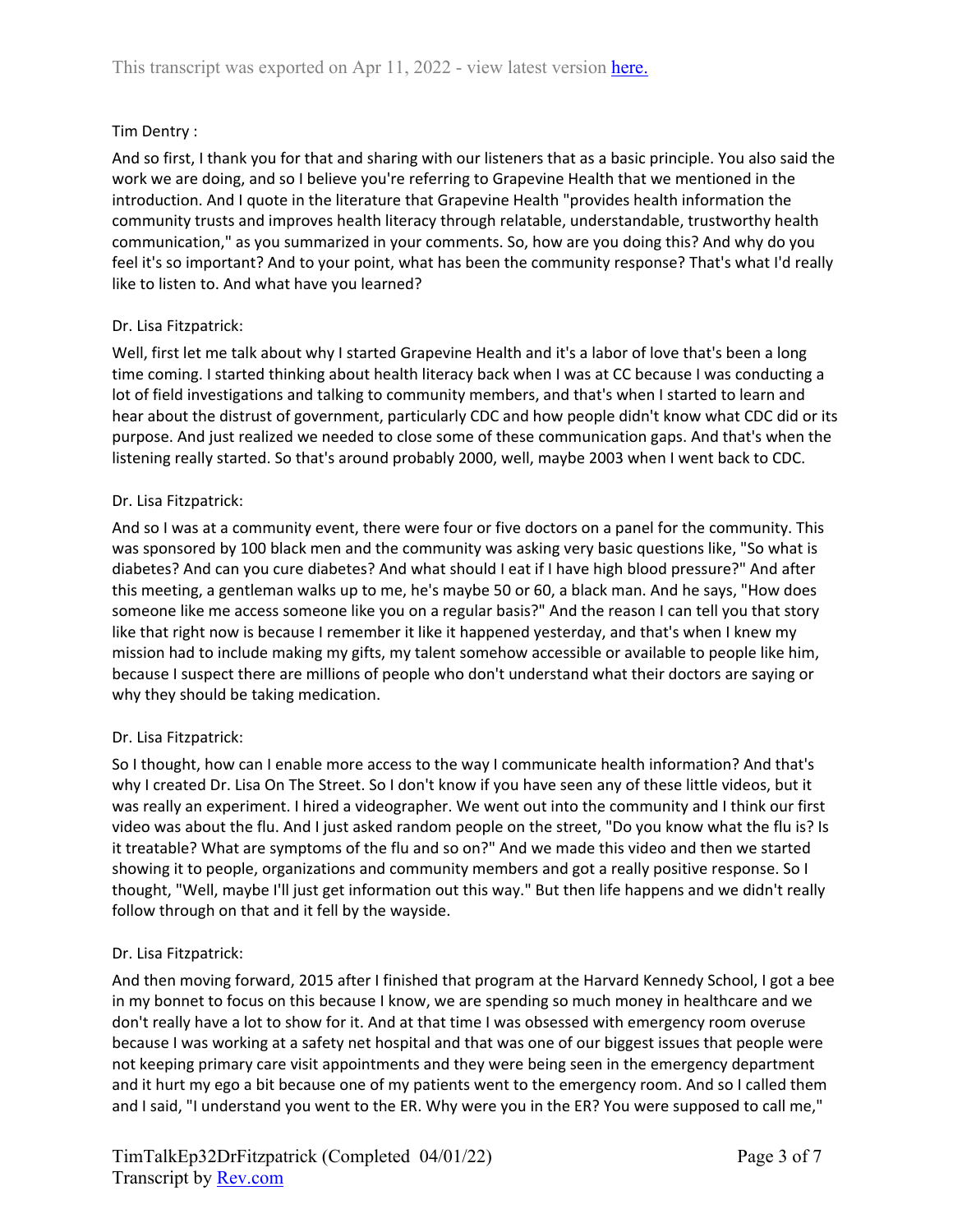Tim Dentry :

And so first, I thank you for that and sharing with our listeners that as a basic principle. You also said the work we are doing, and so I believe you're referring to Grapevine Health that we mentioned in the introduction. And I quote in the literature that Grapevine Health "provides health information the community trusts and improves health literacy through relatable, understandable, trustworthy health communication," as you summarized in your comments. So, how are you doing this? And why do you feel it's so important? And to your point, what has been the community response? That's what I'd really like to listen to. And what have you learned?

Dr. Lisa Fitzpatrick:

Well, first let me talk about why I started Grapevine Health and it's a labor of love that's been a long time coming. I started thinking about health literacy back when I was at CC because I was conducting a lot of field investigations and talking to community members, and that's when I started to learn and hear about the distrust of government, particularly CDC and how people didn't know what CDC did or its purpose. And just realized we needed to close some of these communication gaps. And that's when the listening really started. So that's around probably 2000, well, maybe 2003 when I went back to CDC.

Dr. Lisa Fitzpatrick:

And so I was at a community event, there were four or five doctors on a panel for the community. This was sponsored by 100 black men and the community was asking very basic questions like, "So what is diabetes? And can you cure diabetes? And what should I eat if I have high blood pressure?" And after this meeting, a gentleman walks up to me, he's maybe 50 or 60, a black man. And he says, "How does someone like me access someone like you on a regular basis?" And the reason I can tell you that story like that right now is because I remember it like it happened yesterday, and that's when I knew my mission had to include making my gifts, my talent somehow accessible or available to people like him, because I suspect there are millions of people who don't understand what their doctors are saying or why they should be taking medication.

Dr. Lisa Fitzpatrick:

So I thought, how can I enable more access to the way I communicate health information? And that's why I created Dr. Lisa On The Street. So I don't know if you have seen any of these little videos, but it was really an experiment. I hired a videographer. We went out into the community and I think our first video was about the flu. And I just asked random people on the street, "Do you know what the flu is? Is it treatable? What are symptoms of the flu and so on?" And we made this video and then we started showing it to people, organizations and community members and got a really positive response. So I thought, "Well, maybe I'll just get information out this way." But then life happens and we didn't really follow through on that and it fell by the wayside.

Dr. Lisa Fitzpatrick:

And then moving forward, 2015 after I finished that program at the Harvard Kennedy School, I got a bee in my bonnet to focus on this because I know, we are spending so much money in healthcare and we don't really have a lot to show for it. And at that time I was obsessed with emergency room overuse because I was working at a safety net hospital and that was one of our biggest issues that people were not keeping primary care visit appointments and they were being seen in the emergency department and it hurt my ego a bit because one of my patients went to the emergency room. And so I called them and I said, "I understand you went to the ER. Why were you in the ER? You were supposed to call me,"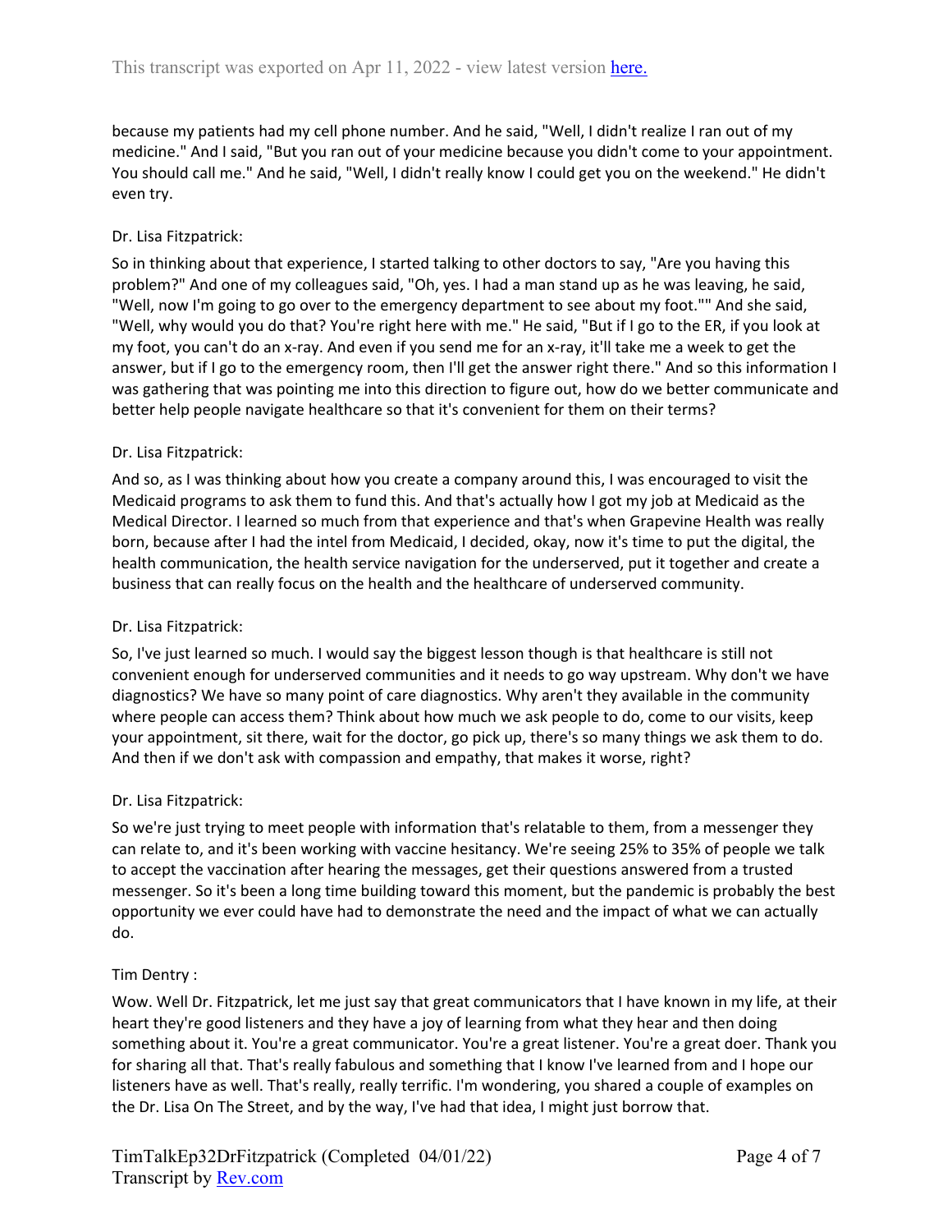because my patients had my cell phone number. And he said, "Well, I didn't realize I ran out of my medicine." And I said, "But you ran out of your medicine because you didn't come to your appointment. You should call me." And he said, "Well, I didn't really know I could get you on the weekend." He didn't even try.

Dr. Lisa Fitzpatrick:

So in thinking about that experience, I started talking to other doctors to say, "Are you having this problem?" And one of my colleagues said, "Oh, yes. I had a man stand up as he was leaving, he said, "Well, now I'm going to go over to the emergency department to see about my foot."" And she said, "Well, why would you do that? You're right here with me." He said, "But if I go to the ER, if you look at my foot, you can't do an x-ray. And even if you send me for an x-ray, it'll take me a week to get the answer, but if I go to the emergency room, then I'll get the answer right there." And so this information I was gathering that was pointing me into this direction to figure out, how do we better communicate and better help people navigate healthcare so that it's convenient for them on their terms?

Dr. Lisa Fitzpatrick:

And so, as I was thinking about how you create a company around this, I was encouraged to visit the Medicaid programs to ask them to fund this. And that's actually how I got my job at Medicaid as the Medical Director. I learned so much from that experience and that's when Grapevine Health was really born, because after I had the intel from Medicaid, I decided, okay, now it's time to put the digital, the health communication, the health service navigation for the underserved, put it together and create a business that can really focus on the health and the healthcare of underserved community.

Dr. Lisa Fitzpatrick:

So, I've just learned so much. I would say the biggest lesson though is that healthcare is still not convenient enough for underserved communities and it needs to go way upstream. Why don't we have diagnostics? We have so many point of care diagnostics. Why aren't they available in the community where people can access them? Think about how much we ask people to do, come to our visits, keep your appointment, sit there, wait for the doctor, go pick up, there's so many things we ask them to do. And then if we don't ask with compassion and empathy, that makes it worse, right?

Dr. Lisa Fitzpatrick:

So we're just trying to meet people with information that's relatable to them, from a messenger they can relate to, and it's been working with vaccine hesitancy. We're seeing 25% to 35% of people we talk to accept the vaccination after hearing the messages, get their questions answered from a trusted messenger. So it's been a long time building toward this moment, but the pandemic is probably the best opportunity we ever could have had to demonstrate the need and the impact of what we can actually do.

Tim Dentry :

Wow. Well Dr. Fitzpatrick, let me just say that great communicators that I have known in my life, at their heart they're good listeners and they have a joy of learning from what they hear and then doing something about it. You're a great communicator. You're a great listener. You're a great doer. Thank you for sharing all that. That's really fabulous and something that I know I've learned from and I hope our listeners have as well. That's really, really terrific. I'm wondering, you shared a couple of examples on the Dr. Lisa On The Street, and by the way, I've had that idea, I might just borrow that.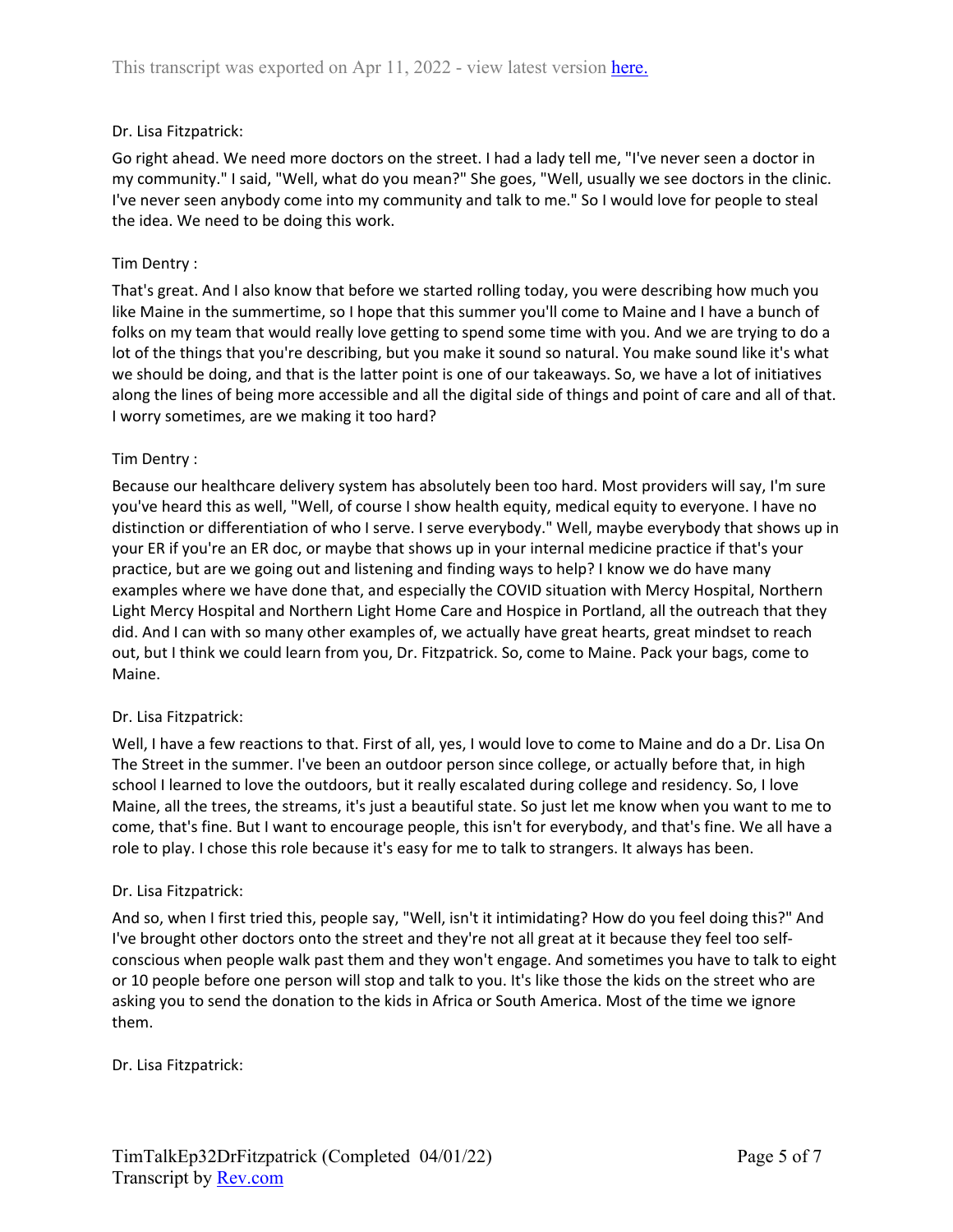Dr. Lisa Fitzpatrick:

Go right ahead. We need more doctors on the street. I had a lady tell me, "I've never seen a doctor in my community." I said, "Well, what do you mean?" She goes, "Well, usually we see doctors in the clinic. I've never seen anybody come into my community and talk to me." So I would love for people to steal the idea. We need to be doing this work.

Tim Dentry :

That's great. And I also know that before we started rolling today, you were describing how much you like Maine in the summertime, so I hope that this summer you'll come to Maine and I have a bunch of folks on my team that would really love getting to spend some time with you. And we are trying to do a lot of the things that you're describing, but you make it sound so natural. You make sound like it's what we should be doing, and that is the latter point is one of our takeaways. So, we have a lot of initiatives along the lines of being more accessible and all the digital side of things and point of care and all of that. I worry sometimes, are we making it too hard?

Tim Dentry :

Because our healthcare delivery system has absolutely been too hard. Most providers will say, I'm sure you've heard this as well, "Well, of course I show health equity, medical equity to everyone. I have no distinction or differentiation of who I serve. I serve everybody." Well, maybe everybody that shows up in your ER if you're an ER doc, or maybe that shows up in your internal medicine practice if that's your practice, but are we going out and listening and finding ways to help? I know we do have many examples where we have done that, and especially the COVID situation with Mercy Hospital, Northern Light Mercy Hospital and Northern Light Home Care and Hospice in Portland, all the outreach that they did. And I can with so many other examples of, we actually have great hearts, great mindset to reach out, but I think we could learn from you, Dr. Fitzpatrick. So, come to Maine. Pack your bags, come to Maine.

Dr. Lisa Fitzpatrick:

Well, I have a few reactions to that. First of all, yes, I would love to come to Maine and do a Dr. Lisa On The Street in the summer. I've been an outdoor person since college, or actually before that, in high school I learned to love the outdoors, but it really escalated during college and residency. So, I love Maine, all the trees, the streams, it's just a beautiful state. So just let me know when you want to me to come, that's fine. But I want to encourage people, this isn't for everybody, and that's fine. We all have a role to play. I chose this role because it's easy for me to talk to strangers. It always has been.

Dr. Lisa Fitzpatrick:

And so, when I first tried this, people say, "Well, isn't it intimidating? How do you feel doing this?" And I've brought other doctors onto the street and they're not all great at it because they feel too self-conscious when people walk past them and they won't engage. And sometimes you have to talk to eight or 10 people before one person will stop and talk to you. It's like those the kids on the street who are asking you to send the donation to the kids in Africa or South America. Most of the time we ignore them.

Dr. Lisa Fitzpatrick: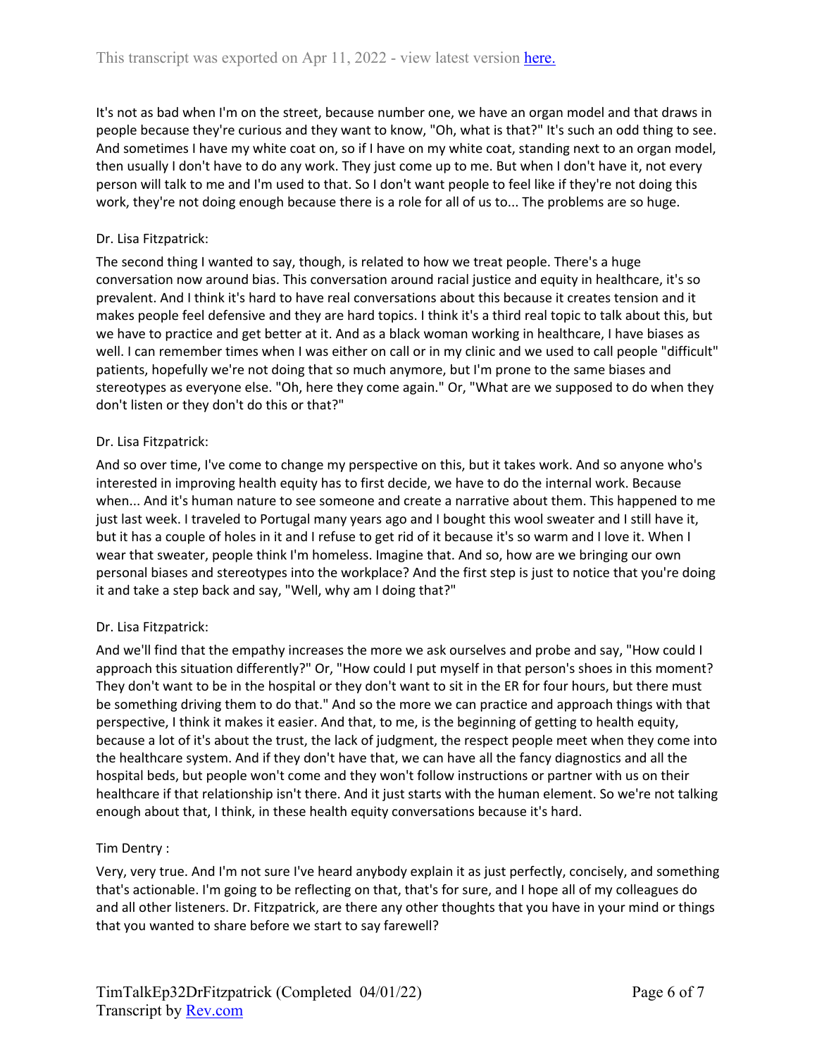It's not as bad when I'm on the street, because number one, we have an organ model and that draws in people because they're curious and they want to know, "Oh, what is that?" It's such an odd thing to see. And sometimes I have my white coat on, so if I have on my white coat, standing next to an organ model, then usually I don't have to do any work. They just come up to me. But when I don't have it, not every person will talk to me and I'm used to that. So I don't want people to feel like if they're not doing this work, they're not doing enough because there is a role for all of us to... The problems are so huge.

Dr. Lisa Fitzpatrick:

The second thing I wanted to say, though, is related to how we treat people. There's a huge conversation now around bias. This conversation around racial justice and equity in healthcare, it's so prevalent. And I think it's hard to have real conversations about this because it creates tension and it makes people feel defensive and they are hard topics. I think it's a third real topic to talk about this, but we have to practice and get better at it. And as a black woman working in healthcare, I have biases as well. I can remember times when I was either on call or in my clinic and we used to call people "difficult" patients, hopefully we're not doing that so much anymore, but I'm prone to the same biases and stereotypes as everyone else. "Oh, here they come again." Or, "What are we supposed to do when they don't listen or they don't do this or that?"

Dr. Lisa Fitzpatrick:

And so over time, I've come to change my perspective on this, but it takes work. And so anyone who's interested in improving health equity has to first decide, we have to do the internal work. Because when... And it's human nature to see someone and create a narrative about them. This happened to me just last week. I traveled to Portugal many years ago and I bought this wool sweater and I still have it, but it has a couple of holes in it and I refuse to get rid of it because it's so warm and I love it. When I wear that sweater, people think I'm homeless. Imagine that. And so, how are we bringing our own personal biases and stereotypes into the workplace? And the first step is just to notice that you're doing it and take a step back and say, "Well, why am I doing that?"

Dr. Lisa Fitzpatrick:

And we'll find that the empathy increases the more we ask ourselves and probe and say, "How could I approach this situation differently?" Or, "How could I put myself in that person's shoes in this moment? They don't want to be in the hospital or they don't want to sit in the ER for four hours, but there must be something driving them to do that." And so the more we can practice and approach things with that perspective, I think it makes it easier. And that, to me, is the beginning of getting to health equity, because a lot of it's about the trust, the lack of judgment, the respect people meet when they come into the healthcare system. And if they don't have that, we can have all the fancy diagnostics and all the hospital beds, but people won't come and they won't follow instructions or partner with us on their healthcare if that relationship isn't there. And it just starts with the human element. So we're not talking enough about that, I think, in these health equity conversations because it's hard.

Tim Dentry :

Very, very true. And I'm not sure I've heard anybody explain it as just perfectly, concisely, and something that's actionable. I'm going to be reflecting on that, that's for sure, and I hope all of my colleagues do and all other listeners. Dr. Fitzpatrick, are there any other thoughts that you have in your mind or things that you wanted to share before we start to say farewell?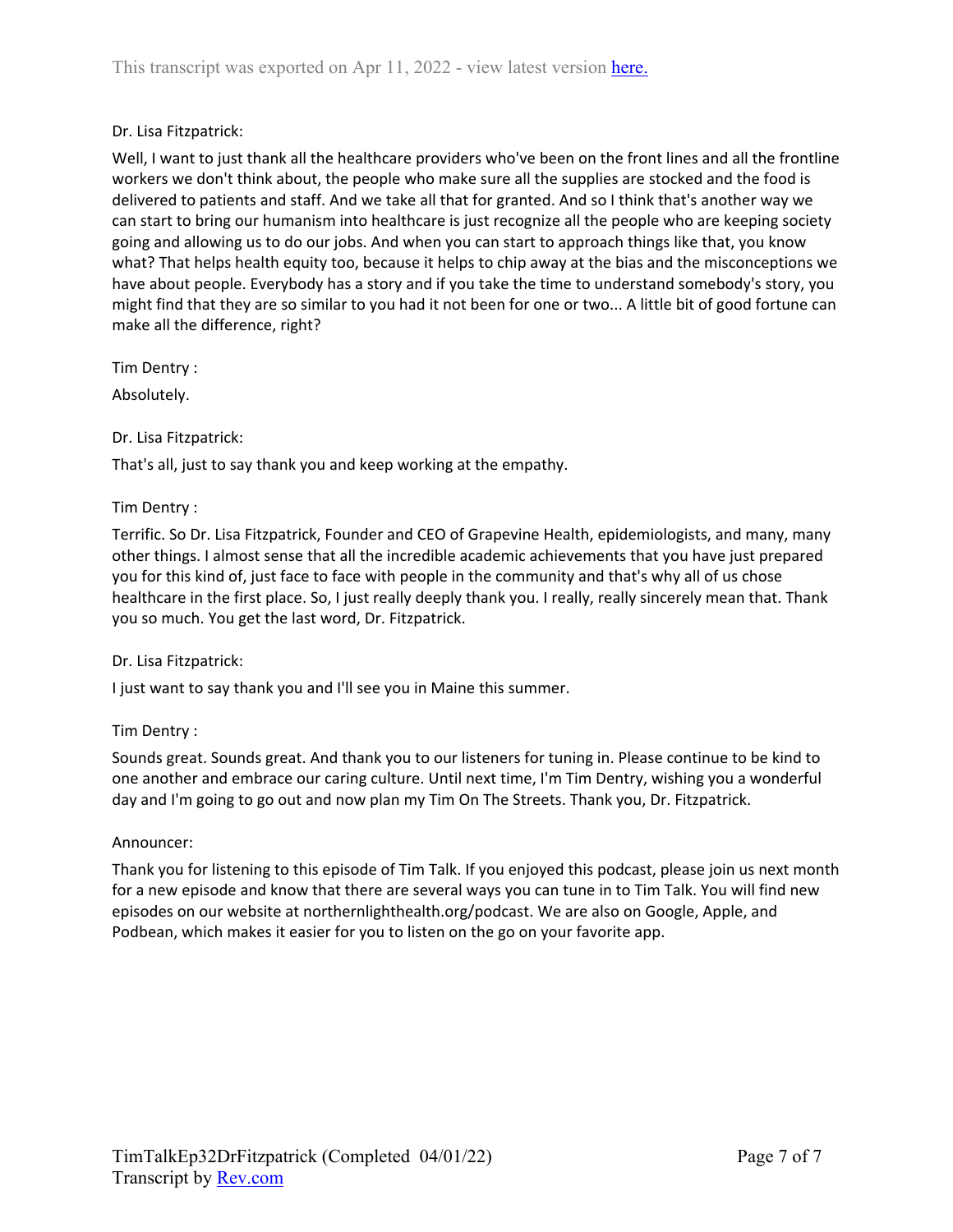Dr. Lisa Fitzpatrick:

Well, I want to just thank all the healthcare providers who've been on the front lines and all the frontline workers we don't think about, the people who make sure all the supplies are stocked and the food is delivered to patients and staff. And we take all that for granted. And so I think that's another way we can start to bring our humanism into healthcare is just recognize all the people who are keeping society going and allowing us to do our jobs. And when you can start to approach things like that, you know what? That helps health equity too, because it helps to chip away at the bias and the misconceptions we have about people. Everybody has a story and if you take the time to understand somebody's story, you might find that they are so similar to you had it not been for one or two... A little bit of good fortune can make all the difference, right?

Tim Dentry :

Absolutely.

Dr. Lisa Fitzpatrick:

That's all, just to say thank you and keep working at the empathy.

Tim Dentry :

Terrific. So Dr. Lisa Fitzpatrick, Founder and CEO of Grapevine Health, epidemiologists, and many, many other things. I almost sense that all the incredible academic achievements that you have just prepared you for this kind of, just face to face with people in the community and that's why all of us chose healthcare in the first place. So, I just really deeply thank you. I really, really sincerely mean that. Thank you so much. You get the last word, Dr. Fitzpatrick.

Dr. Lisa Fitzpatrick:

I just want to say thank you and I'll see you in Maine this summer.

Tim Dentry :

Sounds great. Sounds great. And thank you to our listeners for tuning in. Please continue to be kind to one another and embrace our caring culture. Until next time, I'm Tim Dentry, wishing you a wonderful day and I'm going to go out and now plan my Tim On The Streets. Thank you, Dr. Fitzpatrick.

Announcer:

Thank you for listening to this episode of Tim Talk. If you enjoyed this podcast, please join us next month for a new episode and know that there are several ways you can tune in to Tim Talk. You will find new episodes on our website at northernlighthealth.org/podcast. We are also on Google, Apple, and Podbean, which makes it easier for you to listen on the go on your favorite app.